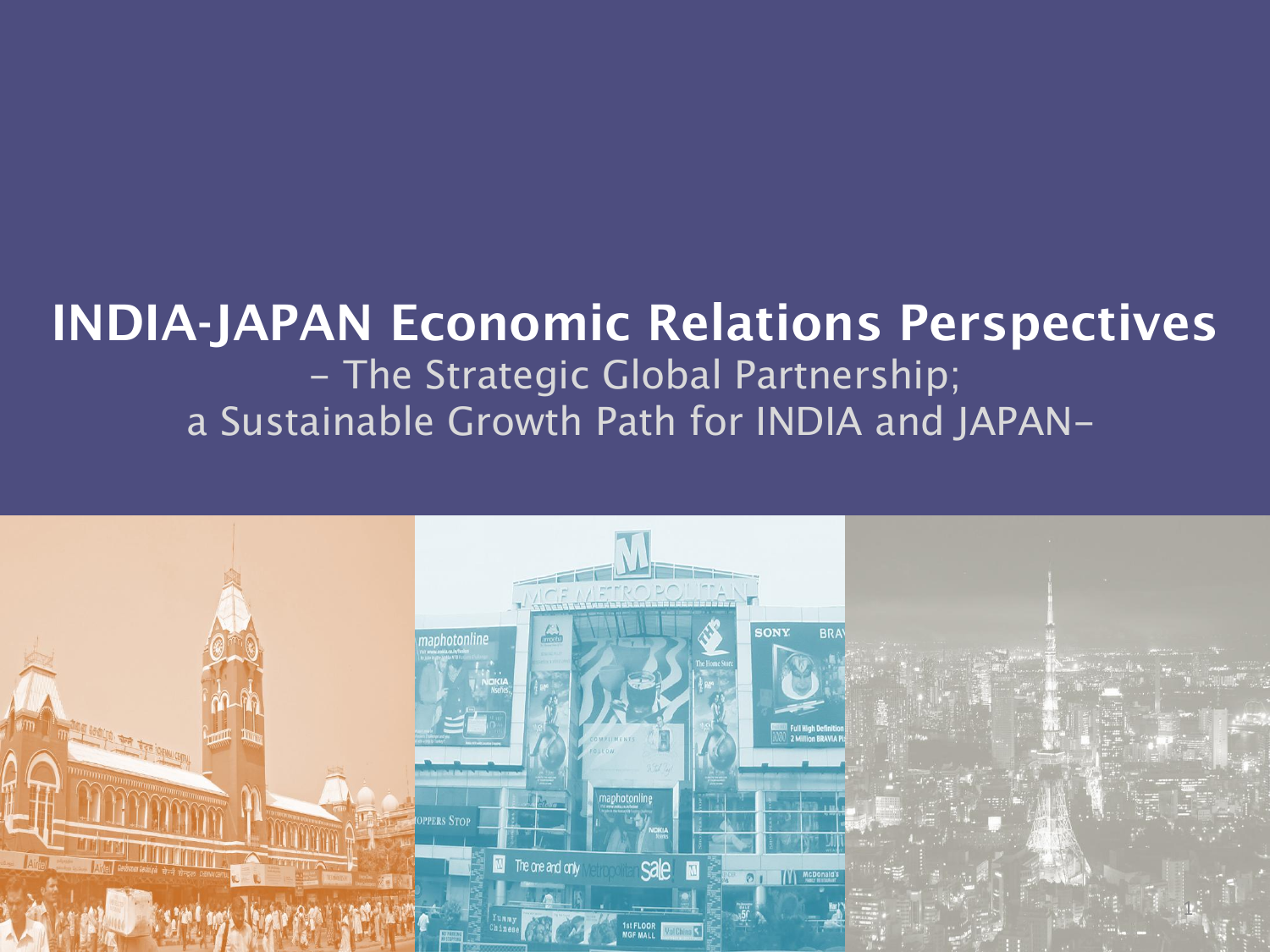# INDIA-JAPAN Economic Relations Perspectives

– The Strategic Global Partnership;
a Sustainable Growth Path for INDIA and JAPAN–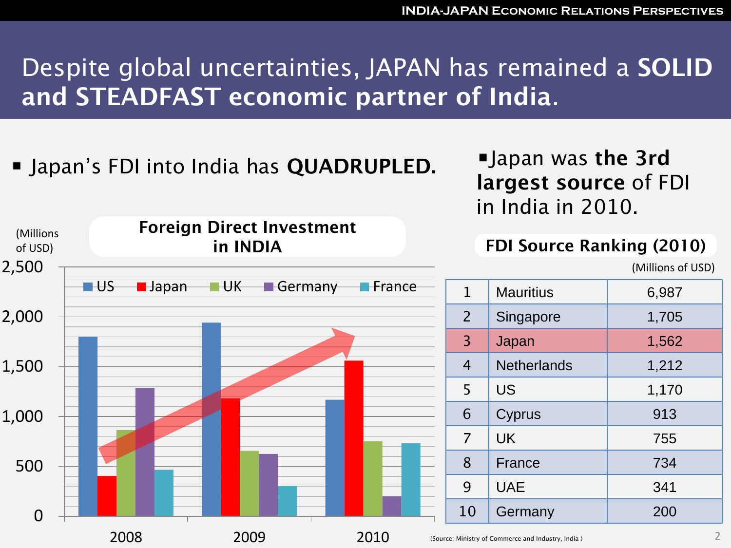# Despite global uncertainties, JAPAN has remained a **SOLID and STEADFAST economic partner of India**.

- Japan's FDI into India has **QUADRUPLED.**

**Foreign Direct Investment in INDIA**

(Millions of USD)

- Japan was **the 3rd largest source** of FDI in India in 2010.

**FDI Source Ranking (2010)**

(Millions of USD)

| Rank | Country | FDI |
|---|---|---|
| 1 | Mauritius | 6,987 |
| 2 | Singapore | 1,705 |
| 3 | Japan | 1,562 |
| 4 | Netherlands | 1,212 |
| 5 | US | 1,170 |
| 6 | Cyprus | 913 |
| 7 | UK | 755 |
| 8 | France | 734 |
| 9 | UAE | 341 |
| 10 | Germany | 200 |

(Source: Ministry of Commerce and Industry, India )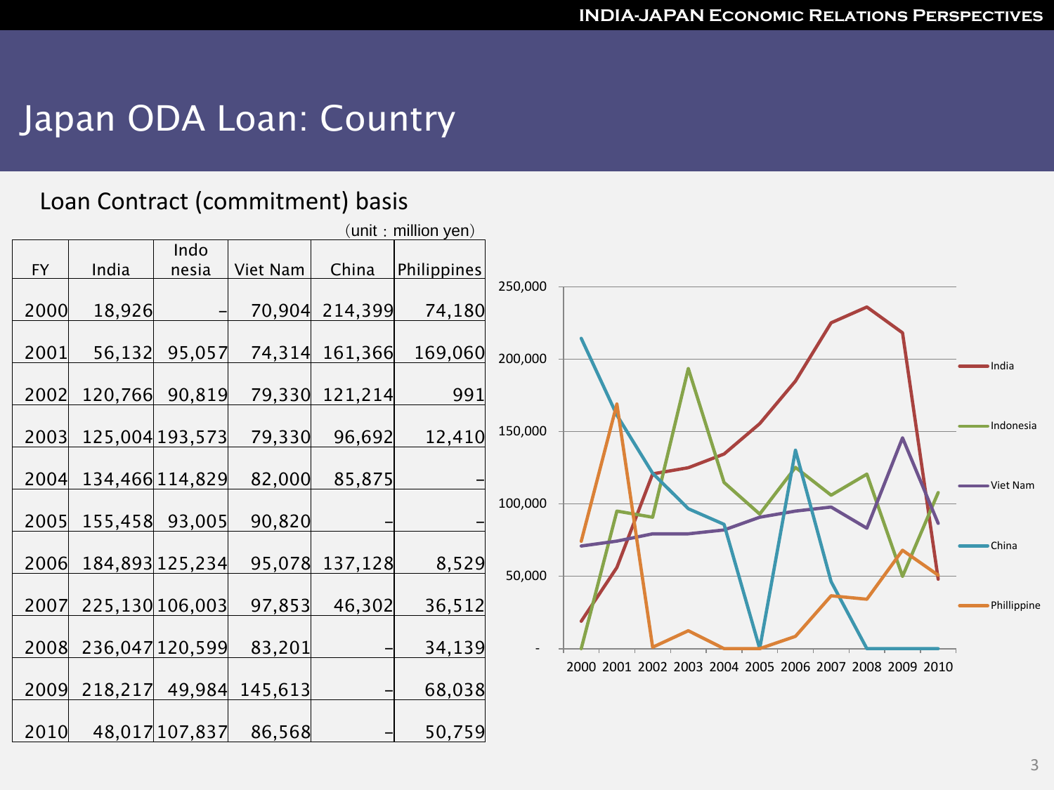# Japan ODA Loan: Country

## Loan Contract (commitment) basis

（unit：million yen）

| FY | India | Indo nesia | Viet Nam | China | Philippines |
|---|---|---|---|---|---|
| 2000 | 18,926 | – | 70,904 | 214,399 | 74,180 |
| 2001 | 56,132 | 95,057 | 74,314 | 161,366 | 169,060 |
| 2002 | 120,766 | 90,819 | 79,330 | 121,214 | 991 |
| 2003 | 125,004 | 193,573 | 79,330 | 96,692 | 12,410 |
| 2004 | 134,466 | 114,829 | 82,000 | 85,875 | – |
| 2005 | 155,458 | 93,005 | 90,820 | – | – |
| 2006 | 184,893 | 125,234 | 95,078 | 137,128 | 8,529 |
| 2007 | 225,130 | 106,003 | 97,853 | 46,302 | 36,512 |
| 2008 | 236,047 | 120,599 | 83,201 | – | 34,139 |
| 2009 | 218,217 | 49,984 | 145,613 | – | 68,038 |
| 2010 | 48,017 | 107,837 | 86,568 | – | 50,759 |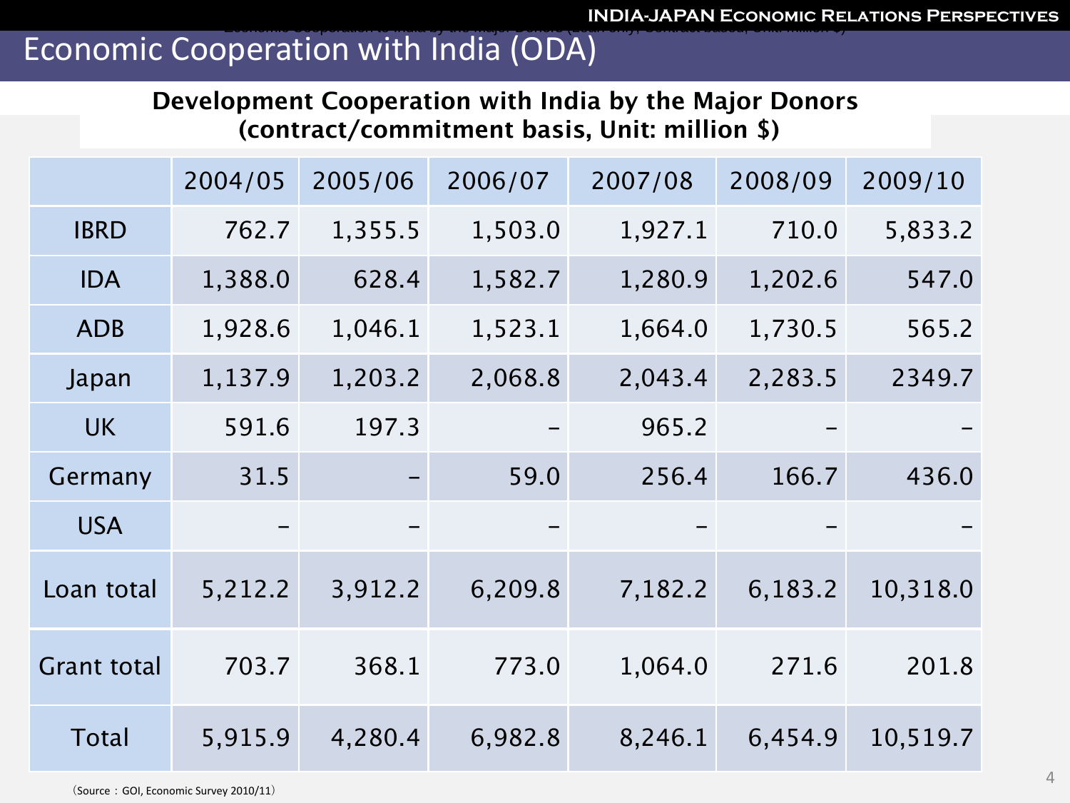# Economic Cooperation with India (ODA)

**Development Cooperation with India by the Major Donors (contract/commitment basis, Unit: million $)**

| | 2004/05 | 2005/06 | 2006/07 | 2007/08 | 2008/09 | 2009/10 |
|---|---|---|---|---|---|---|
| IBRD | 762.7 | 1,355.5 | 1,503.0 | 1,927.1 | 710.0 | 5,833.2 |
| IDA | 1,388.0 | 628.4 | 1,582.7 | 1,280.9 | 1,202.6 | 547.0 |
| ADB | 1,928.6 | 1,046.1 | 1,523.1 | 1,664.0 | 1,730.5 | 565.2 |
| Japan | 1,137.9 | 1,203.2 | 2,068.8 | 2,043.4 | 2,283.5 | 2349.7 |
| UK | 591.6 | 197.3 | – | 965.2 | – | – |
| Germany | 31.5 | – | 59.0 | 256.4 | 166.7 | 436.0 |
| USA | – | – | – | – | – | – |
| Loan total | 5,212.2 | 3,912.2 | 6,209.8 | 7,182.2 | 6,183.2 | 10,318.0 |
| Grant total | 703.7 | 368.1 | 773.0 | 1,064.0 | 271.6 | 201.8 |
| Total | 5,915.9 | 4,280.4 | 6,982.8 | 8,246.1 | 6,454.9 | 10,519.7 |

（Source：GOI, Economic Survey 2010/11）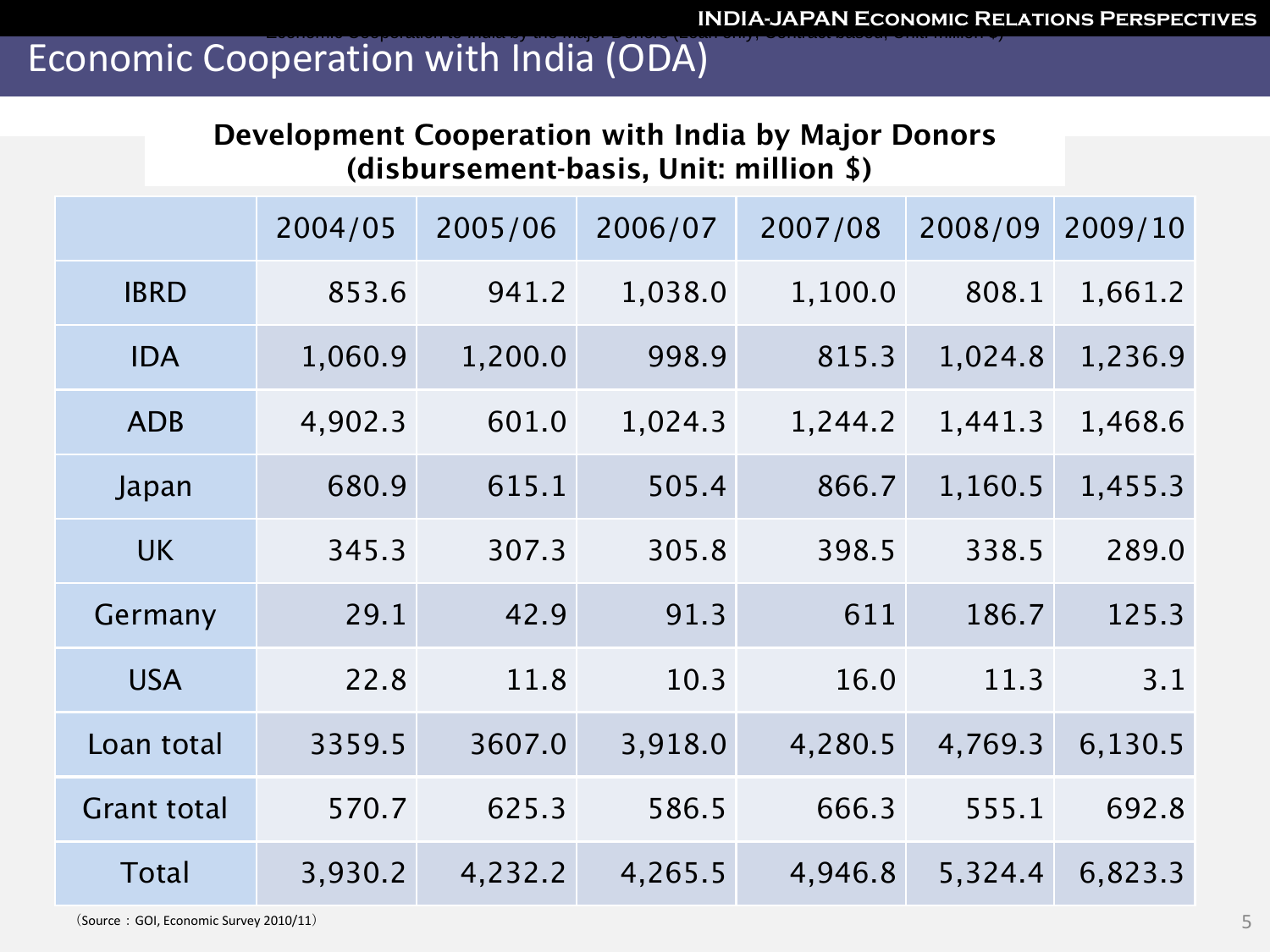# Economic Cooperation with India (ODA)

**Development Cooperation with India by Major Donors (disbursement-basis, Unit: million $)**

| | 2004/05 | 2005/06 | 2006/07 | 2007/08 | 2008/09 | 2009/10 |
|---|---|---|---|---|---|---|
| IBRD | 853.6 | 941.2 | 1,038.0 | 1,100.0 | 808.1 | 1,661.2 |
| IDA | 1,060.9 | 1,200.0 | 998.9 | 815.3 | 1,024.8 | 1,236.9 |
| ADB | 4,902.3 | 601.0 | 1,024.3 | 1,244.2 | 1,441.3 | 1,468.6 |
| Japan | 680.9 | 615.1 | 505.4 | 866.7 | 1,160.5 | 1,455.3 |
| UK | 345.3 | 307.3 | 305.8 | 398.5 | 338.5 | 289.0 |
| Germany | 29.1 | 42.9 | 91.3 | 611 | 186.7 | 125.3 |
| USA | 22.8 | 11.8 | 10.3 | 16.0 | 11.3 | 3.1 |
| Loan total | 3359.5 | 3607.0 | 3,918.0 | 4,280.5 | 4,769.3 | 6,130.5 |
| Grant total | 570.7 | 625.3 | 586.5 | 666.3 | 555.1 | 692.8 |
| Total | 3,930.2 | 4,232.2 | 4,265.5 | 4,946.8 | 5,324.4 | 6,823.3 |

（Source：GOI, Economic Survey 2010/11）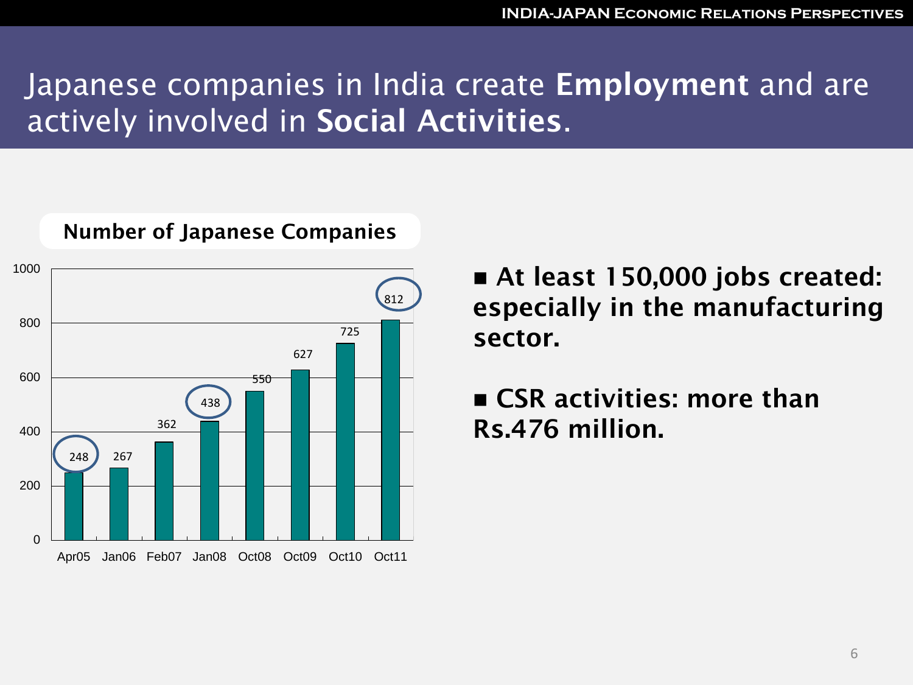# Japanese companies in India create **Employment** and are actively involved in **Social Activities**.

**Number of Japanese Companies**

| Date | Number of Japanese Companies |
|---|---|
| Apr05 | 248 |
| Jan06 | 267 |
| Feb07 | 362 |
| Jan08 | 438 |
| Oct08 | 550 |
| Oct09 | 627 |
| Oct10 | 725 |
| Oct11 | 812 |

- **At least 150,000 jobs created: especially in the manufacturing sector.**
- **CSR activities: more than Rs.476 million.**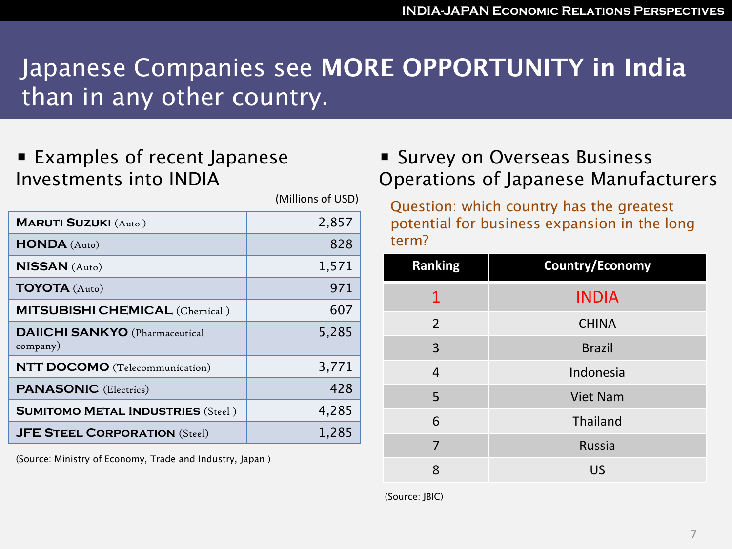# Japanese Companies see **MORE OPPORTUNITY in India** than in any other country.

## Examples of recent Japanese Investments into INDIA

(Millions of USD)

| Company | Investment |
|---|---|
| **MARUTI SUZUKI** (Auto ) | 2,857 |
| **HONDA** (Auto) | 828 |
| **NISSAN** (Auto) | 1,571 |
| **TOYOTA** (Auto) | 971 |
| **MITSUBISHI CHEMICAL** (Chemical ) | 607 |
| **DAIICHI SANKYO** (Pharmaceutical company) | 5,285 |
| **NTT DOCOMO** (Telecommunication) | 3,771 |
| **PANASONIC** (Electrics) | 428 |
| **SUMITOMO METAL INDUSTRIES** (Steel ) | 4,285 |
| **JFE STEEL CORPORATION** (Steel) | 1,285 |

(Source: Ministry of Economy, Trade and Industry, Japan )

## Survey on Overseas Business Operations of Japanese Manufacturers

Question: which country has the greatest potential for business expansion in the long term?

| Ranking | Country/Economy |
|---|---|
| 1 | INDIA |
| 2 | CHINA |
| 3 | Brazil |
| 4 | Indonesia |
| 5 | Viet Nam |
| 6 | Thailand |
| 7 | Russia |
| 8 | US |

(Source: JBIC)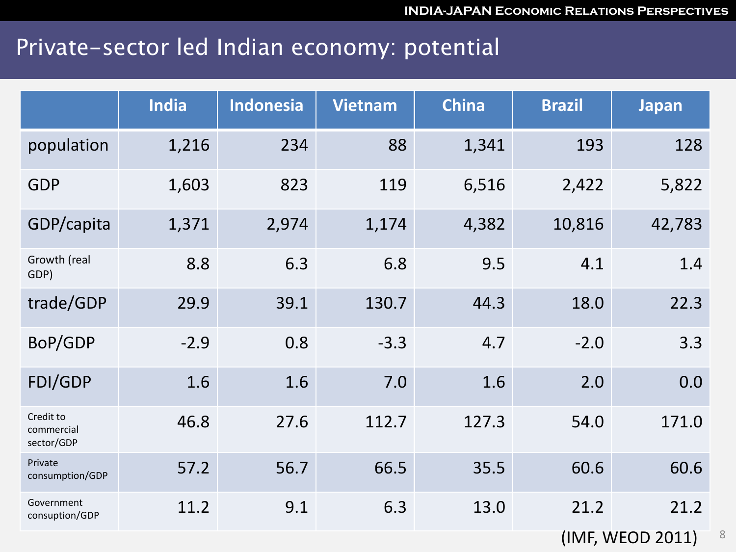# Private-sector led Indian economy: potential

| | India | Indonesia | Vietnam | China | Brazil | Japan |
|---|---|---|---|---|---|---|
| population | 1,216 | 234 | 88 | 1,341 | 193 | 128 |
| GDP | 1,603 | 823 | 119 | 6,516 | 2,422 | 5,822 |
| GDP/capita | 1,371 | 2,974 | 1,174 | 4,382 | 10,816 | 42,783 |
| Growth (real GDP) | 8.8 | 6.3 | 6.8 | 9.5 | 4.1 | 1.4 |
| trade/GDP | 29.9 | 39.1 | 130.7 | 44.3 | 18.0 | 22.3 |
| BoP/GDP | -2.9 | 0.8 | -3.3 | 4.7 | -2.0 | 3.3 |
| FDI/GDP | 1.6 | 1.6 | 7.0 | 1.6 | 2.0 | 0.0 |
| Credit to commercial sector/GDP | 46.8 | 27.6 | 112.7 | 127.3 | 54.0 | 171.0 |
| Private consumption/GDP | 57.2 | 56.7 | 66.5 | 35.5 | 60.6 | 60.6 |
| Government consuption/GDP | 11.2 | 9.1 | 6.3 | 13.0 | 21.2 | 21.2 |

(IMF, WEOD 2011)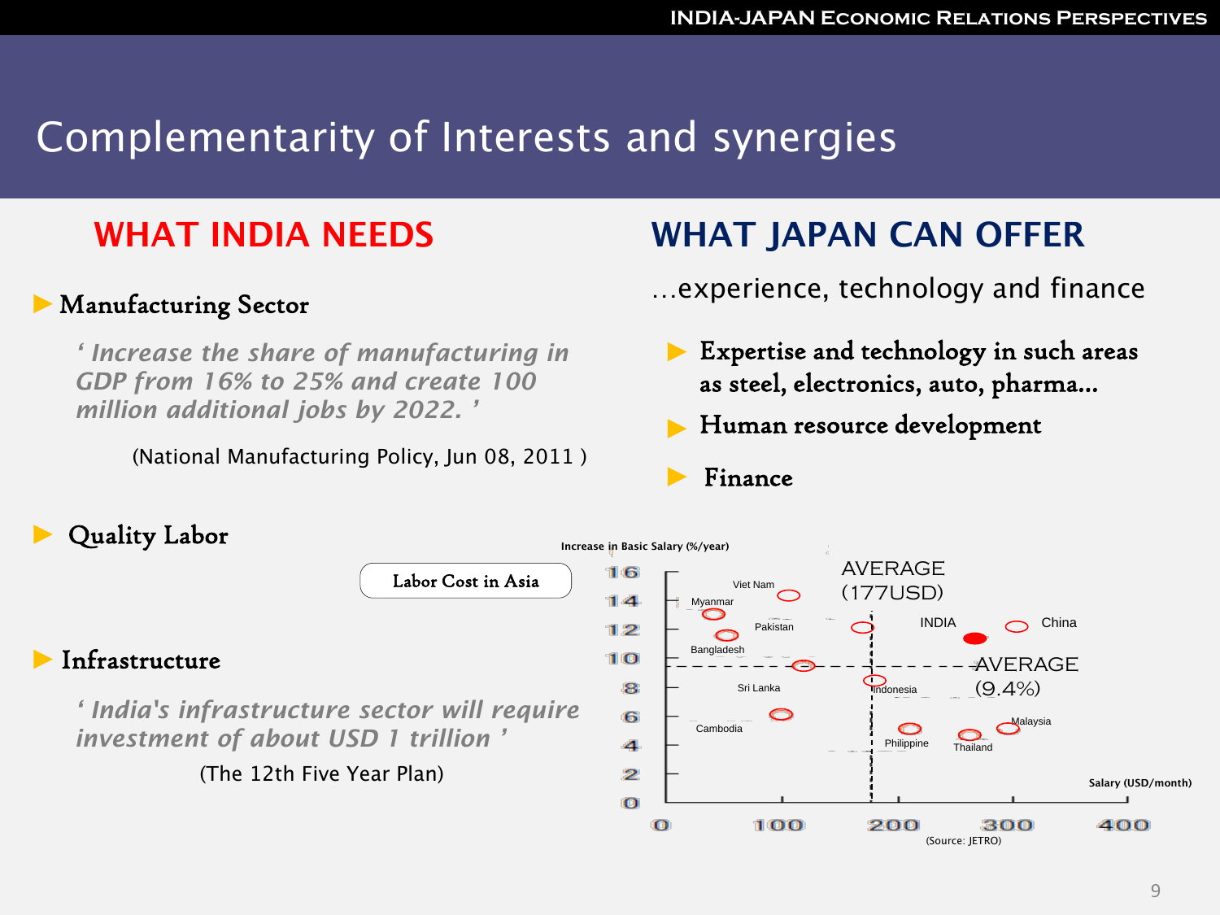# Complementarity of Interests and synergies

## WHAT INDIA NEEDS

- **Manufacturing Sector**

  *' Increase the share of manufacturing in GDP from 16% to 25% and create 100 million additional jobs by 2022. '*

  (National Manufacturing Policy, Jun 08, 2011 )

- **Quality Labor**

  Labor Cost in Asia

- **Infrastructure**

  *' India's infrastructure sector will require investment of about USD 1 trillion '*

  (The 12th Five Year Plan)

## WHAT JAPAN CAN OFFER

…experience, technology and finance

- **Expertise and technology in such areas as steel, electronics, auto, pharma…**
- **Human resource development**
- **Finance**

Increase in Basic Salary (%/year)

AVERAGE (177USD)

AVERAGE (9.4%)

Viet Nam, Myanmar, Pakistan, Bangladesh, Sri Lanka, Cambodia, INDIA, China, Indonesia, Philippine, Thailand, Malaysia

Salary (USD/month)

(Source: JETRO)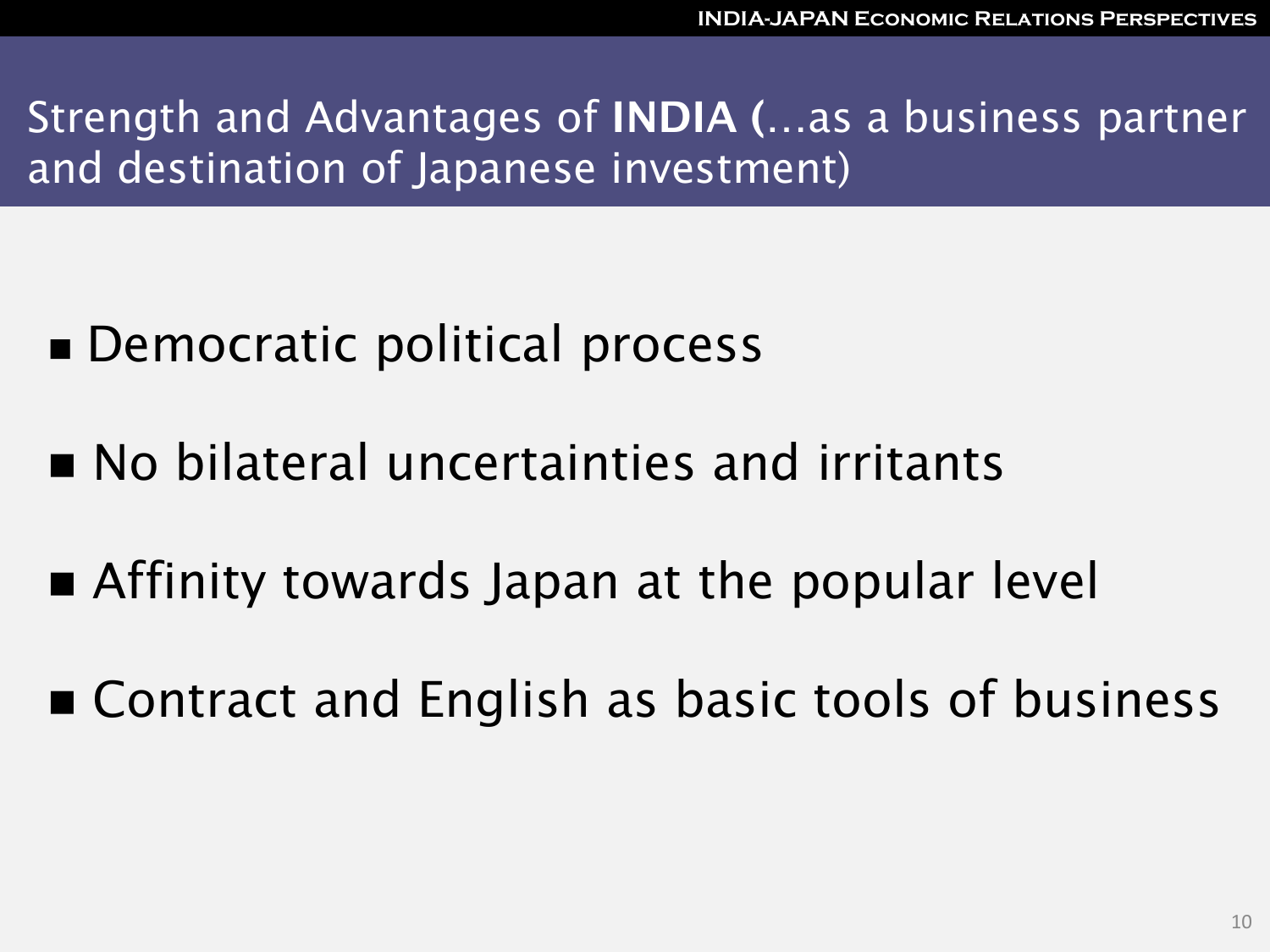## Strength and Advantages of **INDIA (**…as a business partner and destination of Japanese investment)

- Democratic political process
- No bilateral uncertainties and irritants
- Affinity towards Japan at the popular level
- Contract and English as basic tools of business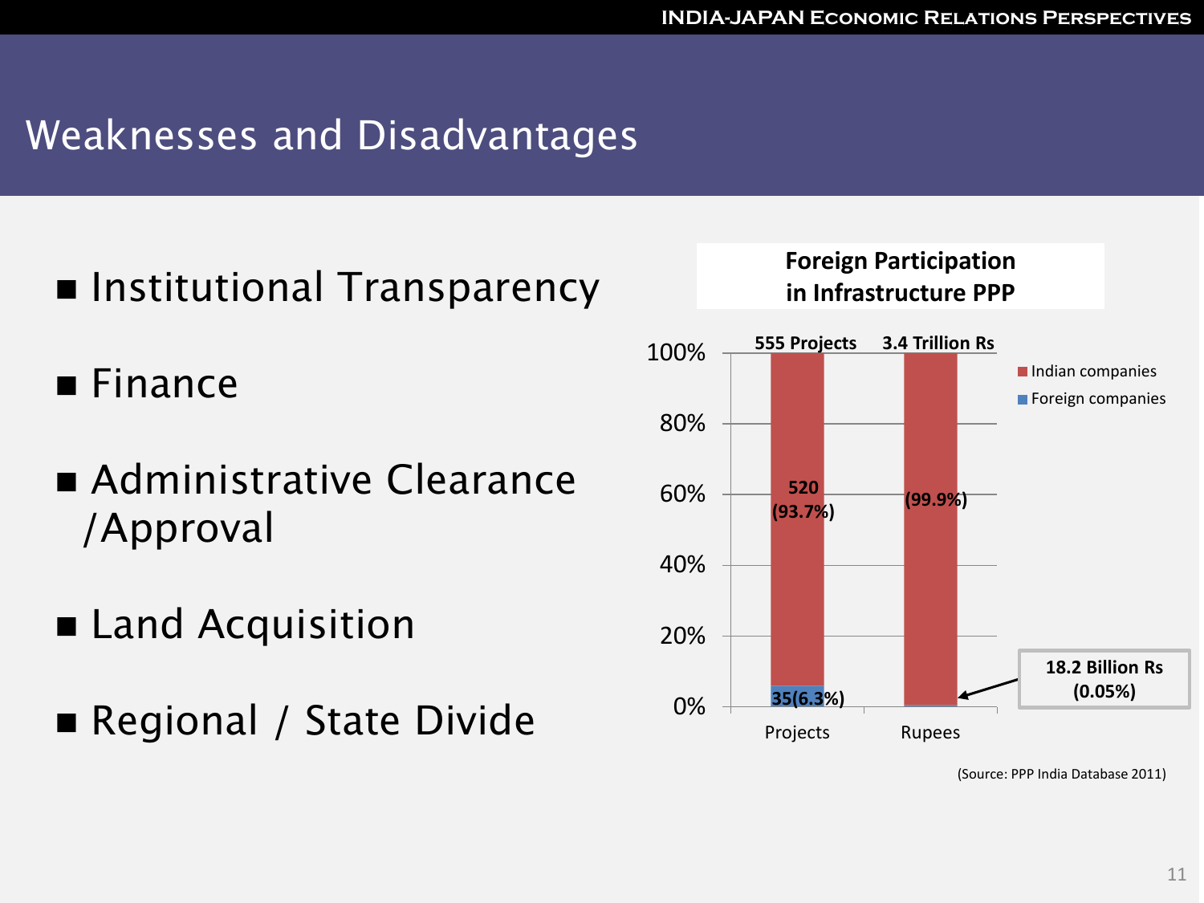# Weaknesses and Disadvantages

- Institutional Transparency
- Finance
- Administrative Clearance /Approval
- Land Acquisition
- Regional / State Divide

**Foreign Participation in Infrastructure PPP**

| | Projects (555 Projects) | Rupees (3.4 Trillion Rs) |
|---|---|---|
| Indian companies | 520 (93.7%) | (99.9%) |
| Foreign companies | 35(6.3%) | 18.2 Billion Rs (0.05%) |

(Source: PPP India Database 2011)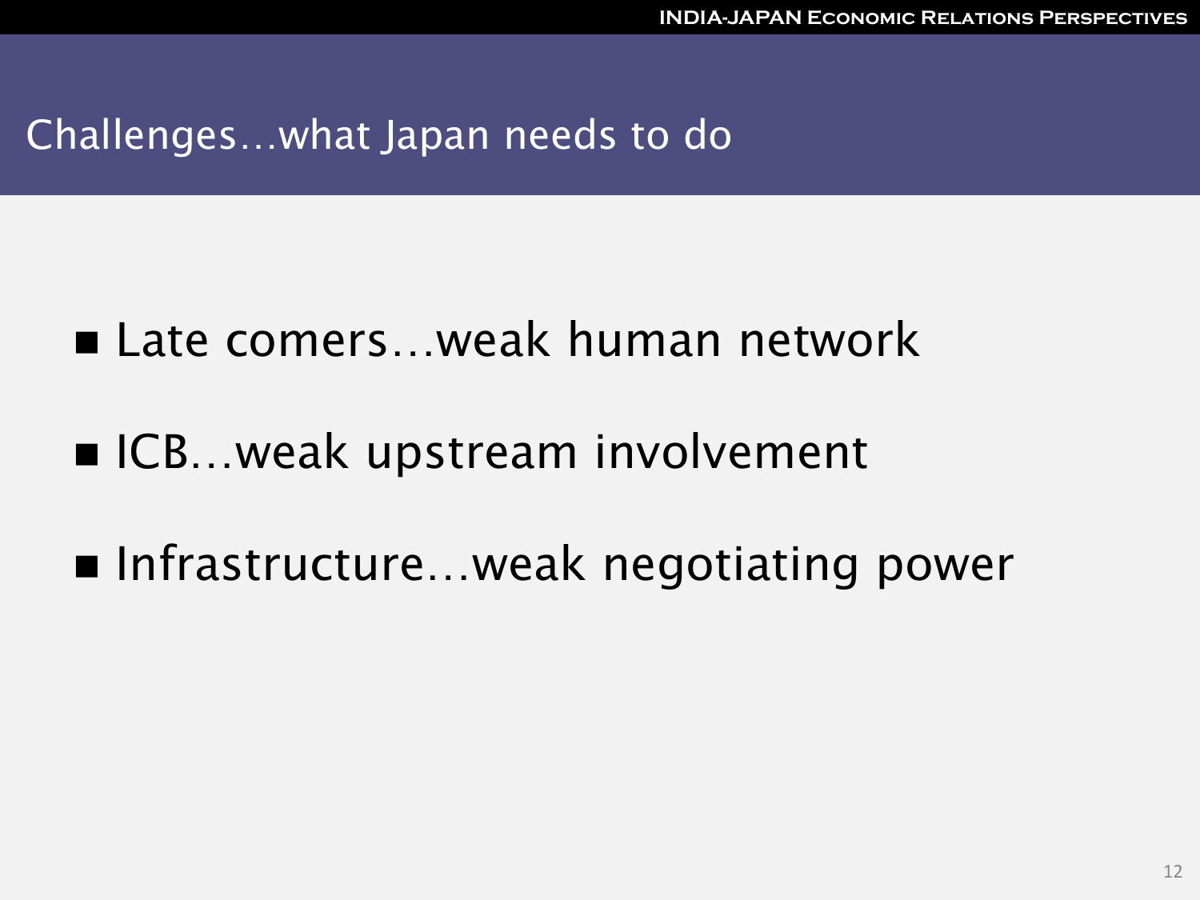## Challenges…what Japan needs to do

- Late comers…weak human network
- ICB…weak upstream involvement
- Infrastructure…weak negotiating power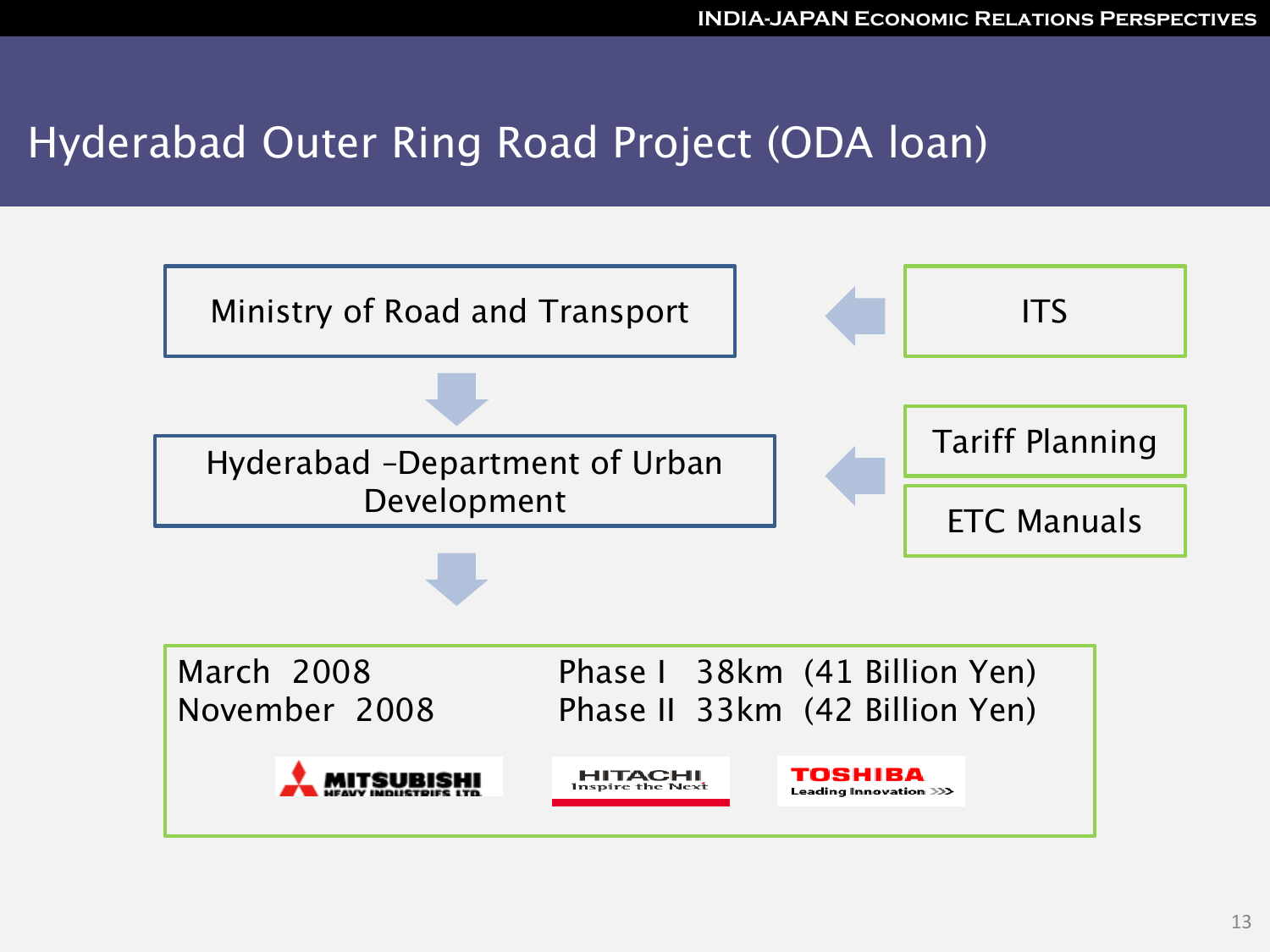# Hyderabad Outer Ring Road Project (ODA loan)

Ministry of Road and Transport

← ITS

Hyderabad –Department of Urban Development

← Tariff Planning

← ETC Manuals

| | |
|---|---|
| March 2008 | Phase I 38km (41 Billion Yen) |
| November 2008 | Phase II 33km (42 Billion Yen) |

MITSUBISHI HEAVY INDUSTRIES, LTD. HITACHI Inspire the Next TOSHIBA Leading Innovation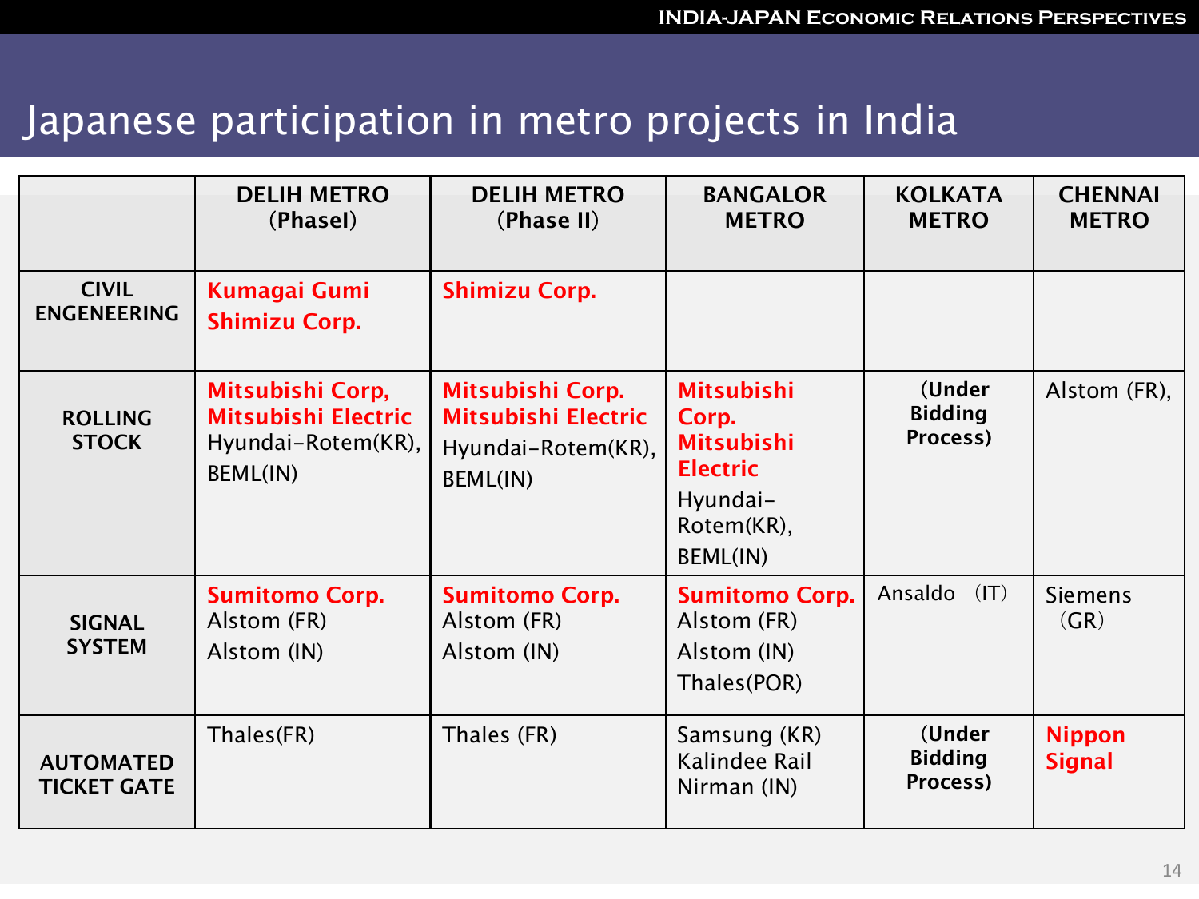# Japanese participation in metro projects in India

| | DELIH METRO (PhaseI) | DELIH METRO (Phase II) | BANGALOR METRO | KOLKATA METRO | CHENNAI METRO |
|---|---|---|---|---|---|
| **CIVIL ENGENEERING** | **Kumagai Gumi** **Shimizu Corp.** | **Shimizu Corp.** | | | |
| **ROLLING STOCK** | **Mitsubishi Corp,** **Mitsubishi Electric** Hyundai-Rotem(KR), BEML(IN) | **Mitsubishi Corp.** **Mitsubishi Electric** Hyundai-Rotem(KR), BEML(IN) | **Mitsubishi Corp.** **Mitsubishi Electric** Hyundai-Rotem(KR), BEML(IN) | **(Under Bidding Process)** | Alstom (FR), |
| **SIGNAL SYSTEM** | **Sumitomo Corp.** Alstom (FR) Alstom (IN) | **Sumitomo Corp.** Alstom (FR) Alstom (IN) | **Sumitomo Corp.** Alstom (FR) Alstom (IN) Thales(POR) | Ansaldo (IT) | Siemens (GR) |
| **AUTOMATED TICKET GATE** | Thales(FR) | Thales (FR) | Samsung (KR) Kalindee Rail Nirman (IN) | **(Under Bidding Process)** | **Nippon Signal** |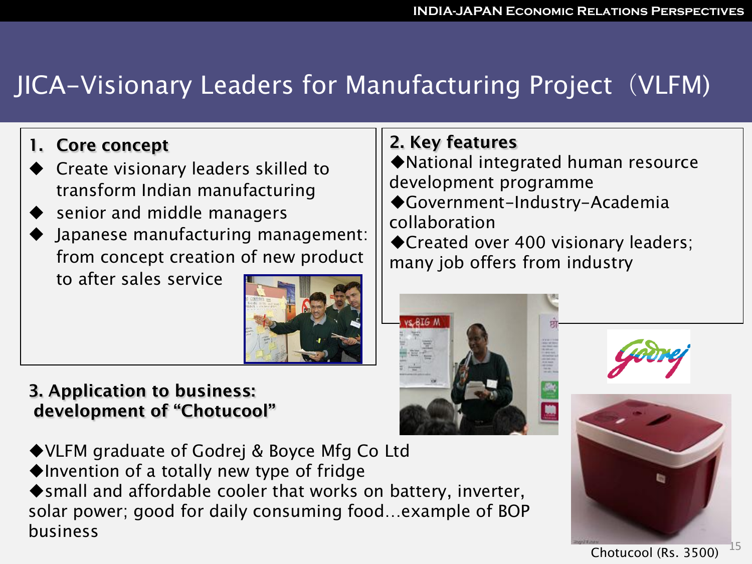# JICA-Visionary Leaders for Manufacturing Project（VLFM)

## 1. Core concept

- Create visionary leaders skilled to transform Indian manufacturing
- senior and middle managers
- Japanese manufacturing management: from concept creation of new product to after sales service

## 2. Key features

- National integrated human resource development programme
- Government-Industry-Academia collaboration
- Created over 400 visionary leaders; many job offers from industry

## 3. Application to business: development of "Chotucool"

- VLFM graduate of Godrej & Boyce Mfg Co Ltd
- Invention of a totally new type of fridge
- small and affordable cooler that works on battery, inverter, solar power; good for daily consuming food…example of BOP business

Chotucool (Rs. 3500)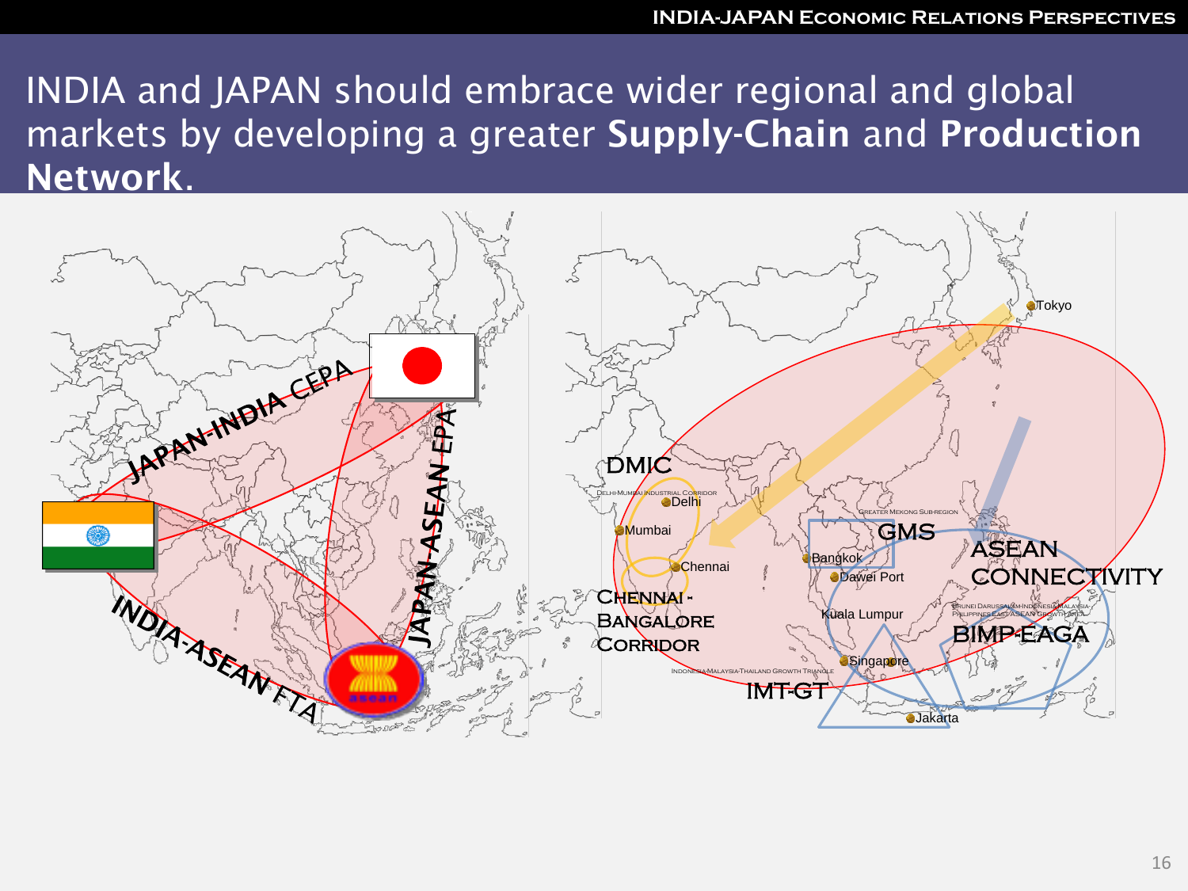# INDIA and JAPAN should embrace wider regional and global markets by developing a greater **Supply-Chain** and **Production Network**.

JAPAN-INDIA CEPA

JAPAN-ASEAN EPA

INDIA-ASEAN FTA

DMIC

Delhi-Mumbai Industrial Corridor

Delhi

Mumbai

Chennai

Chennai - Bangalore Corridor

Tokyo

Greater Mekong Sub-region

GMS

Bangkok

Dawei Port

Kuala Lumpur

Singapore

Jakarta

Indonesia-Malaysia-Thailand Growth Triangle

IMT-GT

ASEAN CONNECTIVITY

Brunei Darussalam-Indonesia-Malaysia-Philippines East ASEAN Growth Area

BIMP-EAGA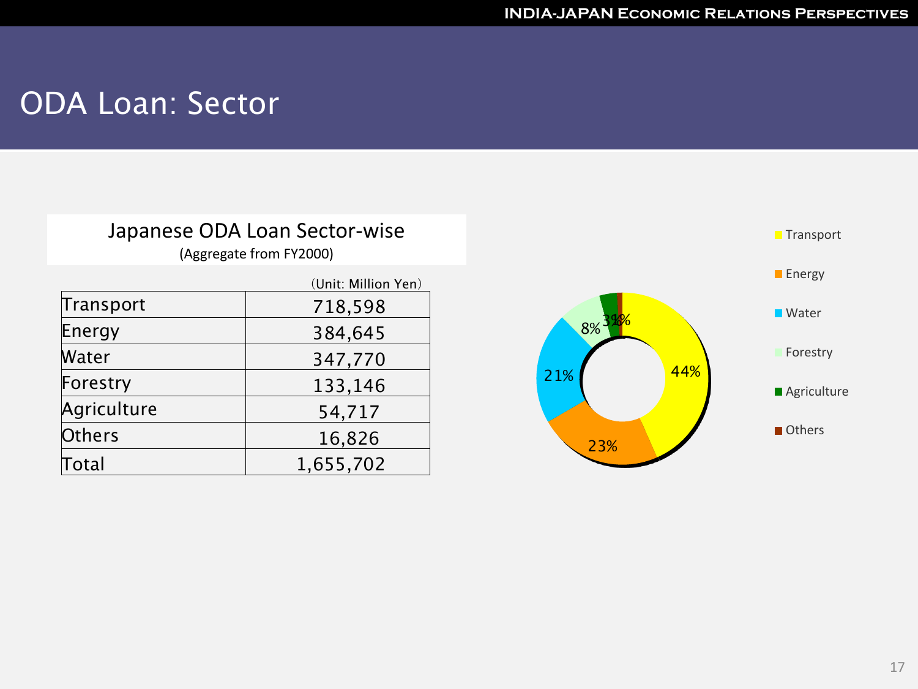# ODA Loan: Sector

## Japanese ODA Loan Sector-wise

(Aggregate from FY2000)

（Unit: Million Yen）

| | |
|---|---|
| Transport | 718,598 |
| Energy | 384,645 |
| Water | 347,770 |
| Forestry | 133,146 |
| Agriculture | 54,717 |
| Others | 16,826 |
| Total | 1,655,702 |

44%
23%
21%
8%
3%
1%

Transport
Energy
Water
Forestry
Agriculture
Others